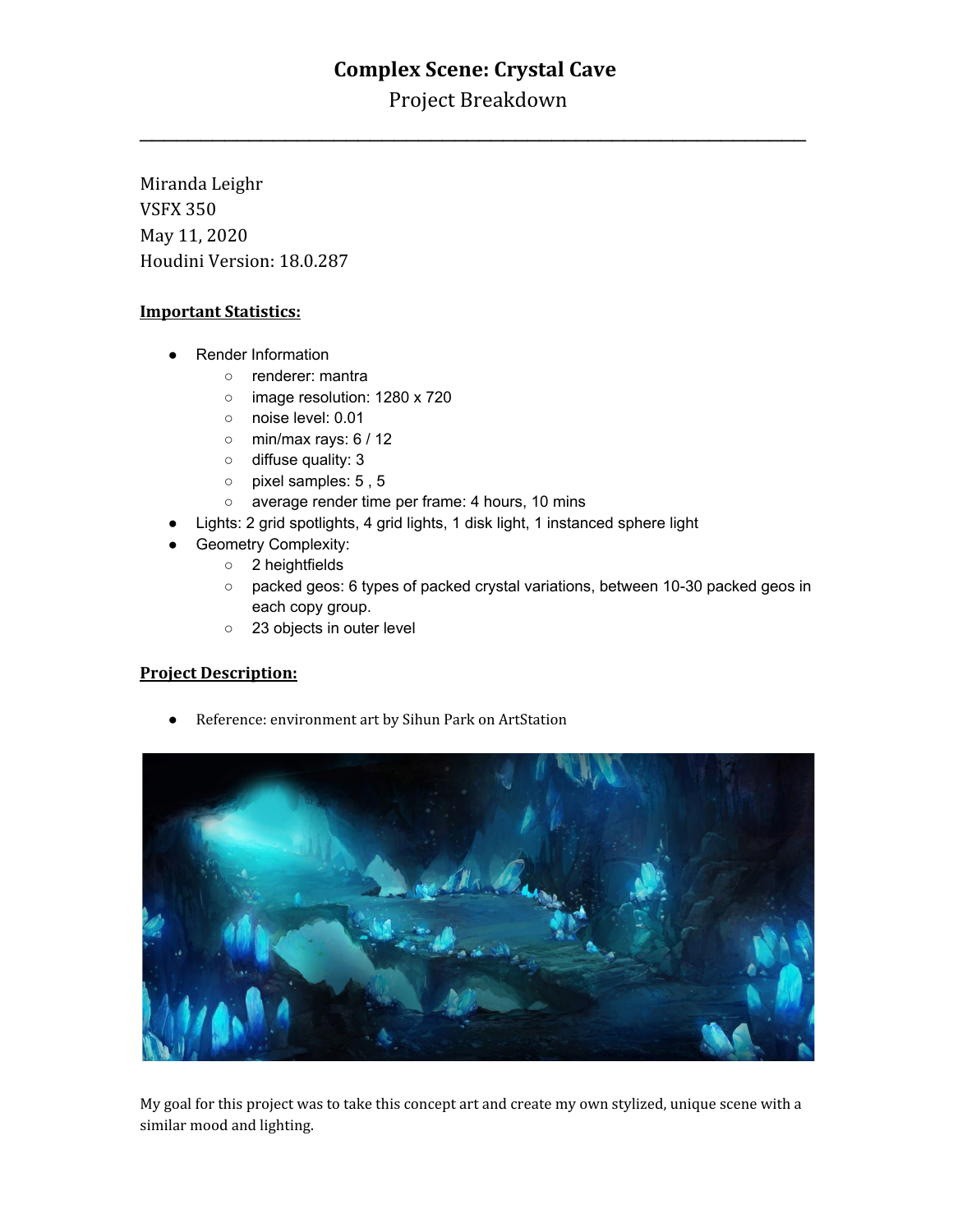# Complex Scene: Crystal Cave

Project Breakdown

---

Miranda Leighr
VSFX 350
May 11, 2020
Houdini Version: 18.0.287

## Important Statistics:

- Render Information
  - renderer: mantra
  - image resolution: 1280 x 720
  - noise level: 0.01
  - min/max rays: 6 / 12
  - diffuse quality: 3
  - pixel samples: 5 , 5
  - average render time per frame: 4 hours, 10 mins
- Lights: 2 grid spotlights, 4 grid lights, 1 disk light, 1 instanced sphere light
- Geometry Complexity:
  - 2 heightfields
  - packed geos: 6 types of packed crystal variations, between 10-30 packed geos in each copy group.
  - 23 objects in outer level

## Project Description:

- Reference: environment art by Sihun Park on ArtStation

My goal for this project was to take this concept art and create my own stylized, unique scene with a similar mood and lighting.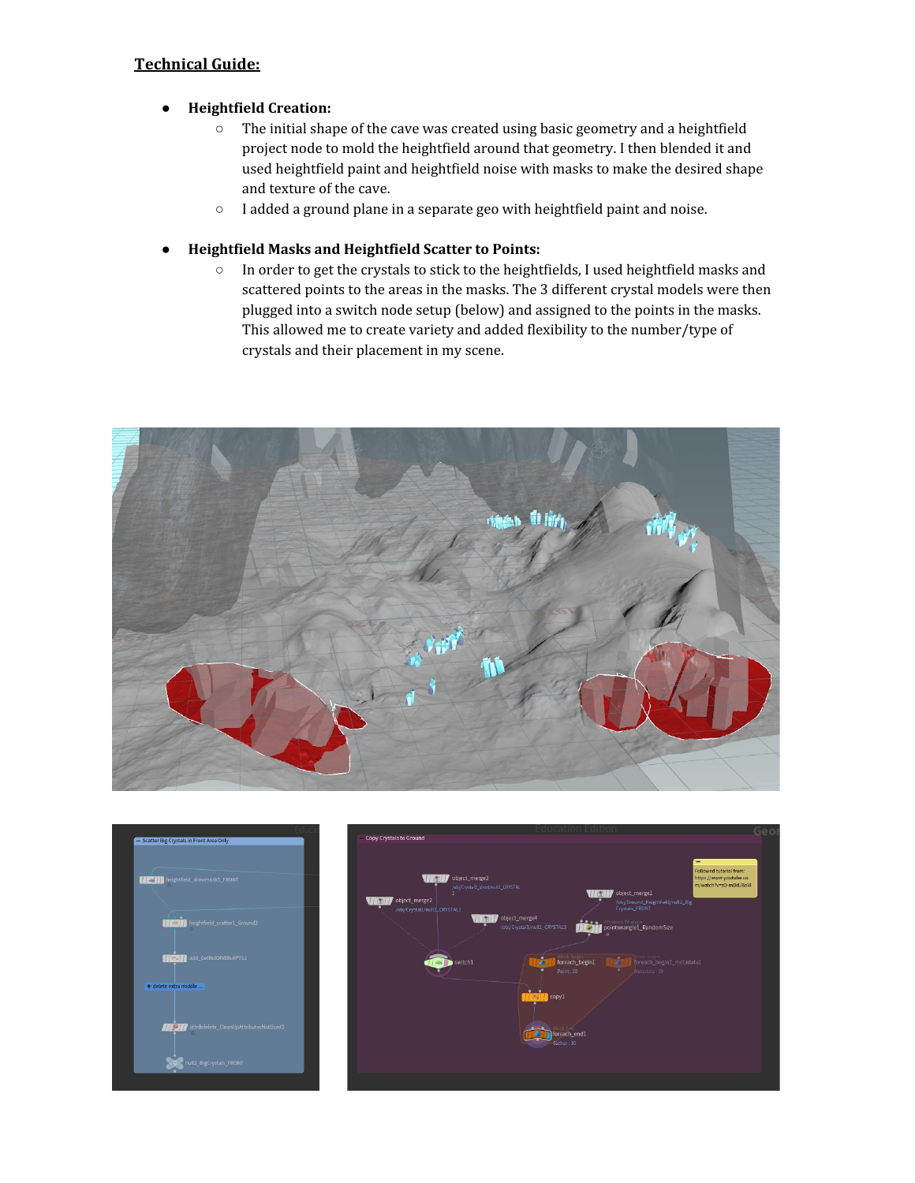## Technical Guide:

- **Heightfield Creation:**
  - The initial shape of the cave was created using basic geometry and a heightfield project node to mold the heightfield around that geometry. I then blended it and used heightfield paint and heightfield noise with masks to make the desired shape and texture of the cave.
  - I added a ground plane in a separate geo with heightfield paint and noise.

- **Heightfield Masks and Heightfield Scatter to Points:**
  - In order to get the crystals to stick to the heightfields, I used heightfield masks and scattered points to the areas in the masks. The 3 different crystal models were then plugged into a switch node setup (below) and assigned to the points in the masks. This allowed me to create variety and added flexibility to the number/type of crystals and their placement in my scene.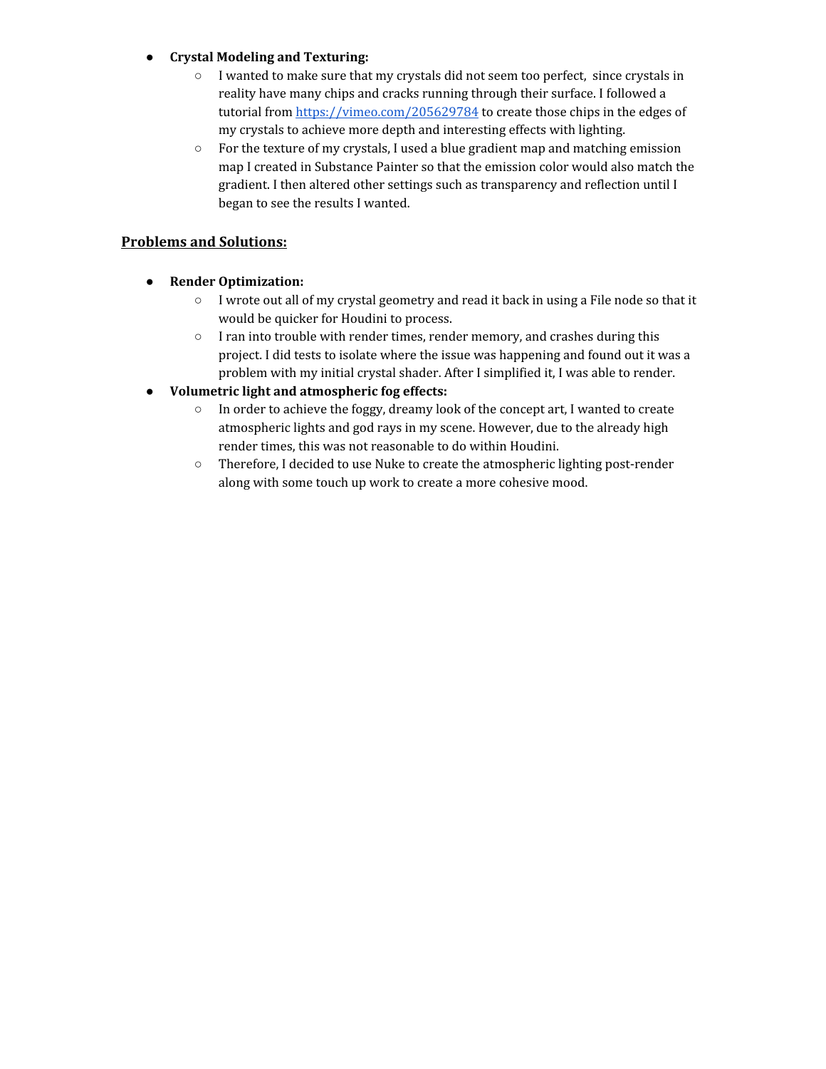- **Crystal Modeling and Texturing:**
  - I wanted to make sure that my crystals did not seem too perfect, since crystals in reality have many chips and cracks running through their surface. I followed a tutorial from [https://vimeo.com/205629784](https://vimeo.com/205629784) to create those chips in the edges of my crystals to achieve more depth and interesting effects with lighting.
  - For the texture of my crystals, I used a blue gradient map and matching emission map I created in Substance Painter so that the emission color would also match the gradient. I then altered other settings such as transparency and reflection until I began to see the results I wanted.

## Problems and Solutions:

- **Render Optimization:**
  - I wrote out all of my crystal geometry and read it back in using a File node so that it would be quicker for Houdini to process.
  - I ran into trouble with render times, render memory, and crashes during this project. I did tests to isolate where the issue was happening and found out it was a problem with my initial crystal shader. After I simplified it, I was able to render.
- **Volumetric light and atmospheric fog effects:**
  - In order to achieve the foggy, dreamy look of the concept art, I wanted to create atmospheric lights and god rays in my scene. However, due to the already high render times, this was not reasonable to do within Houdini.
  - Therefore, I decided to use Nuke to create the atmospheric lighting post-render along with some touch up work to create a more cohesive mood.